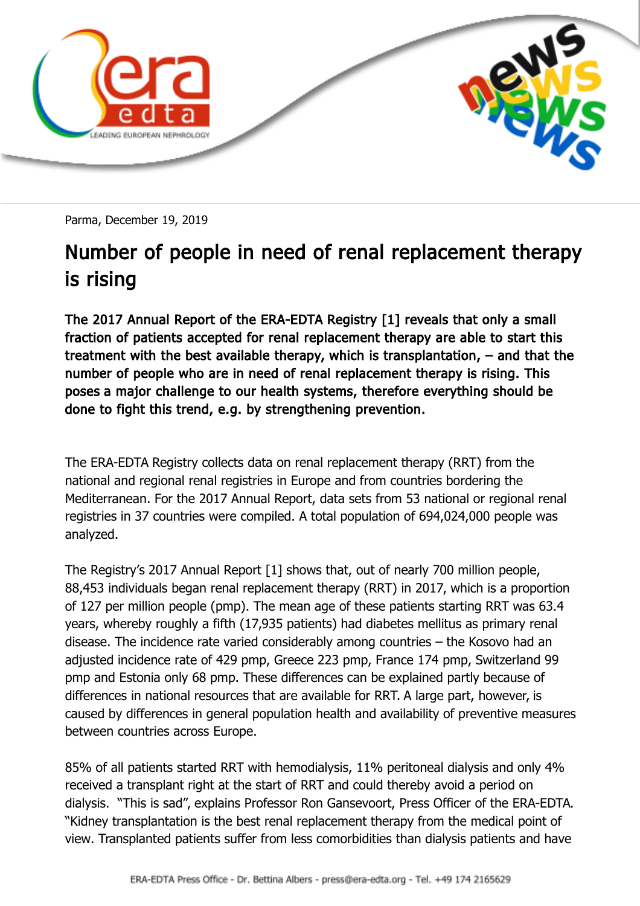Parma, December 19, 2019

# Number of people in need of renal replacement therapy is rising

**The 2017 Annual Report of the ERA-EDTA Registry [1] reveals that only a small fraction of patients accepted for renal replacement therapy are able to start this treatment with the best available therapy, which is transplantation, – and that the number of people who are in need of renal replacement therapy is rising. This poses a major challenge to our health systems, therefore everything should be done to fight this trend, e.g. by strengthening prevention.**

The ERA-EDTA Registry collects data on renal replacement therapy (RRT) from the national and regional renal registries in Europe and from countries bordering the Mediterranean. For the 2017 Annual Report, data sets from 53 national or regional renal registries in 37 countries were compiled. A total population of 694,024,000 people was analyzed.

The Registry's 2017 Annual Report [1] shows that, out of nearly 700 million people, 88,453 individuals began renal replacement therapy (RRT) in 2017, which is a proportion of 127 per million people (pmp). The mean age of these patients starting RRT was 63.4 years, whereby roughly a fifth (17,935 patients) had diabetes mellitus as primary renal disease. The incidence rate varied considerably among countries – the Kosovo had an adjusted incidence rate of 429 pmp, Greece 223 pmp, France 174 pmp, Switzerland 99 pmp and Estonia only 68 pmp. These differences can be explained partly because of differences in national resources that are available for RRT. A large part, however, is caused by differences in general population health and availability of preventive measures between countries across Europe.

85% of all patients started RRT with hemodialysis, 11% peritoneal dialysis and only 4% received a transplant right at the start of RRT and could thereby avoid a period on dialysis. "This is sad", explains Professor Ron Gansevoort, Press Officer of the ERA-EDTA. "Kidney transplantation is the best renal replacement therapy from the medical point of view. Transplanted patients suffer from less comorbidities than dialysis patients and have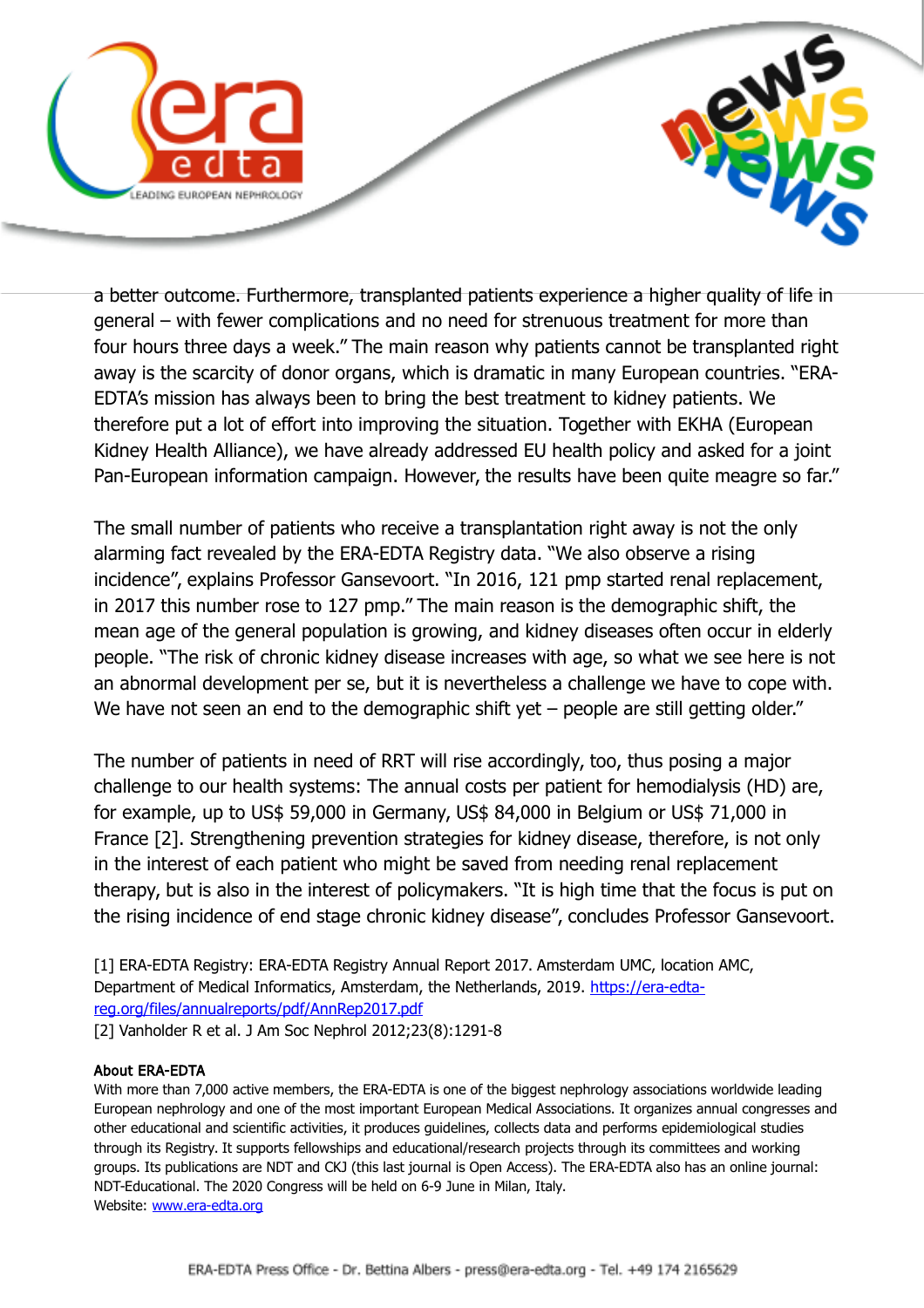a better outcome. Furthermore, transplanted patients experience a higher quality of life in general – with fewer complications and no need for strenuous treatment for more than four hours three days a week." The main reason why patients cannot be transplanted right away is the scarcity of donor organs, which is dramatic in many European countries. "ERA-EDTA's mission has always been to bring the best treatment to kidney patients. We therefore put a lot of effort into improving the situation. Together with EKHA (European Kidney Health Alliance), we have already addressed EU health policy and asked for a joint Pan-European information campaign. However, the results have been quite meagre so far."

The small number of patients who receive a transplantation right away is not the only alarming fact revealed by the ERA-EDTA Registry data. "We also observe a rising incidence", explains Professor Gansevoort. "In 2016, 121 pmp started renal replacement, in 2017 this number rose to 127 pmp." The main reason is the demographic shift, the mean age of the general population is growing, and kidney diseases often occur in elderly people. "The risk of chronic kidney disease increases with age, so what we see here is not an abnormal development per se, but it is nevertheless a challenge we have to cope with. We have not seen an end to the demographic shift yet – people are still getting older."

The number of patients in need of RRT will rise accordingly, too, thus posing a major challenge to our health systems: The annual costs per patient for hemodialysis (HD) are, for example, up to US$ 59,000 in Germany, US$ 84,000 in Belgium or US$ 71,000 in France [2]. Strengthening prevention strategies for kidney disease, therefore, is not only in the interest of each patient who might be saved from needing renal replacement therapy, but is also in the interest of policymakers. "It is high time that the focus is put on the rising incidence of end stage chronic kidney disease", concludes Professor Gansevoort.

[1] ERA-EDTA Registry: ERA-EDTA Registry Annual Report 2017. Amsterdam UMC, location AMC, Department of Medical Informatics, Amsterdam, the Netherlands, 2019. https://era-edta-reg.org/files/annualreports/pdf/AnnRep2017.pdf
[2] Vanholder R et al. J Am Soc Nephrol 2012;23(8):1291-8

**About ERA-EDTA**
With more than 7,000 active members, the ERA-EDTA is one of the biggest nephrology associations worldwide leading European nephrology and one of the most important European Medical Associations. It organizes annual congresses and other educational and scientific activities, it produces guidelines, collects data and performs epidemiological studies through its Registry. It supports fellowships and educational/research projects through its committees and working groups. Its publications are NDT and CKJ (this last journal is Open Access). The ERA-EDTA also has an online journal: NDT-Educational. The 2020 Congress will be held on 6-9 June in Milan, Italy.
Website: www.era-edta.org

ERA-EDTA Press Office - Dr. Bettina Albers - press@era-edta.org - Tel. +49 174 2165629